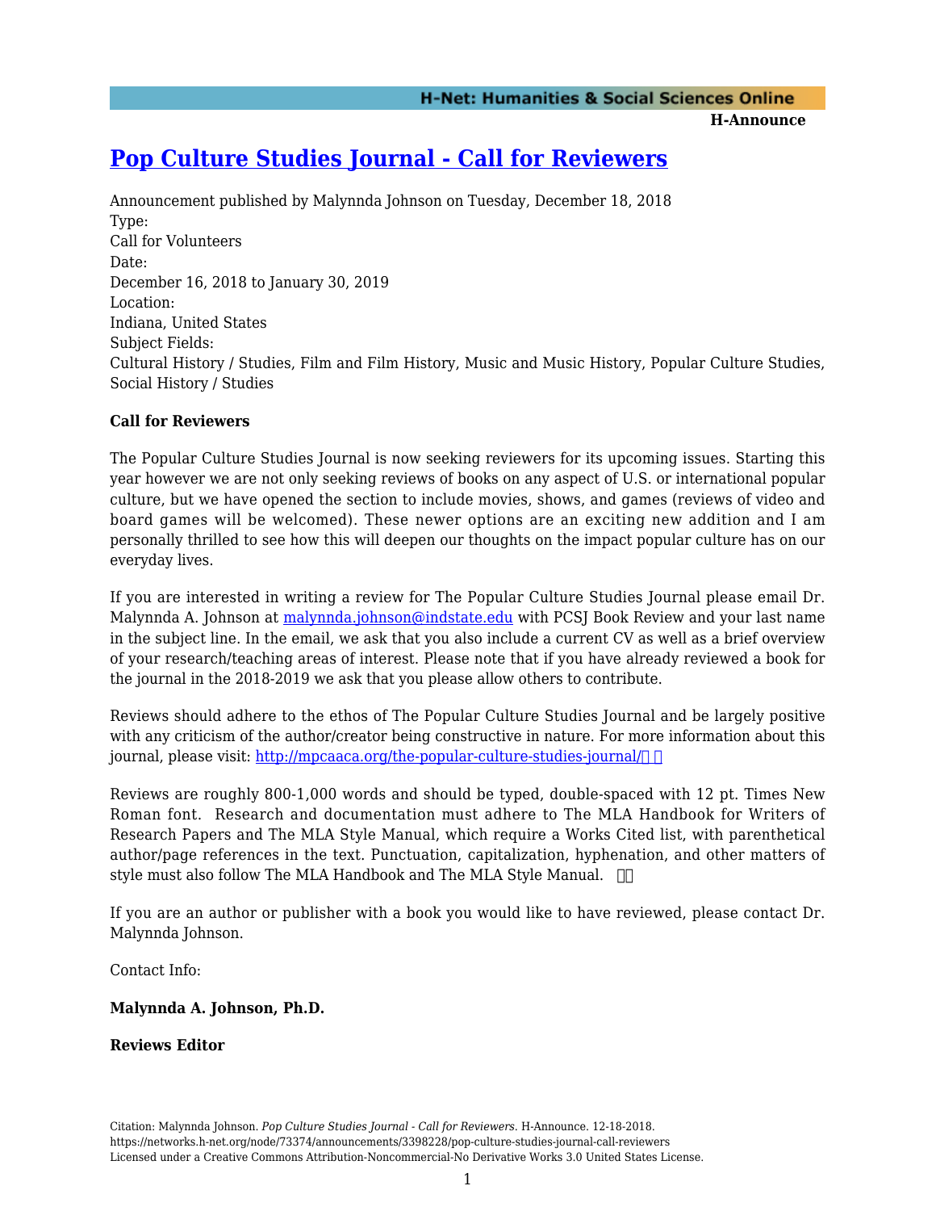H-Announce

# [Pop Culture Studies Journal - Call for Reviewers](#)

Announcement published by Malynnda Johnson on Tuesday, December 18, 2018

Type:
Call for Volunteers

Date:
December 16, 2018 to January 30, 2019

Location:
Indiana, United States

Subject Fields:
Cultural History / Studies, Film and Film History, Music and Music History, Popular Culture Studies, Social History / Studies

**Call for Reviewers**

The Popular Culture Studies Journal is now seeking reviewers for its upcoming issues. Starting this year however we are not only seeking reviews of books on any aspect of U.S. or international popular culture, but we have opened the section to include movies, shows, and games (reviews of video and board games will be welcomed). These newer options are an exciting new addition and I am personally thrilled to see how this will deepen our thoughts on the impact popular culture has on our everyday lives.

If you are interested in writing a review for The Popular Culture Studies Journal please email Dr. Malynnda A. Johnson at [malynnda.johnson@indstate.edu](mailto:malynnda.johnson@indstate.edu) with PCSJ Book Review and your last name in the subject line. In the email, we ask that you also include a current CV as well as a brief overview of your research/teaching areas of interest. Please note that if you have already reviewed a book for the journal in the 2018-2019 we ask that you please allow others to contribute.

Reviews should adhere to the ethos of The Popular Culture Studies Journal and be largely positive with any criticism of the author/creator being constructive in nature. For more information about this journal, please visit: [http://mpcaaca.org/the-popular-culture-studies-journal/](http://mpcaaca.org/the-popular-culture-studies-journal/)

Reviews are roughly 800-1,000 words and should be typed, double-spaced with 12 pt. Times New Roman font. Research and documentation must adhere to The MLA Handbook for Writers of Research Papers and The MLA Style Manual, which require a Works Cited list, with parenthetical author/page references in the text. Punctuation, capitalization, hyphenation, and other matters of style must also follow The MLA Handbook and The MLA Style Manual.

If you are an author or publisher with a book you would like to have reviewed, please contact Dr. Malynnda Johnson.

Contact Info:

**Malynnda A. Johnson, Ph.D.**

**Reviews Editor**

Citation: Malynnda Johnson. *Pop Culture Studies Journal - Call for Reviewers*. H-Announce. 12-18-2018.
https://networks.h-net.org/node/73374/announcements/3398228/pop-culture-studies-journal-call-reviewers
Licensed under a Creative Commons Attribution-Noncommercial-No Derivative Works 3.0 United States License.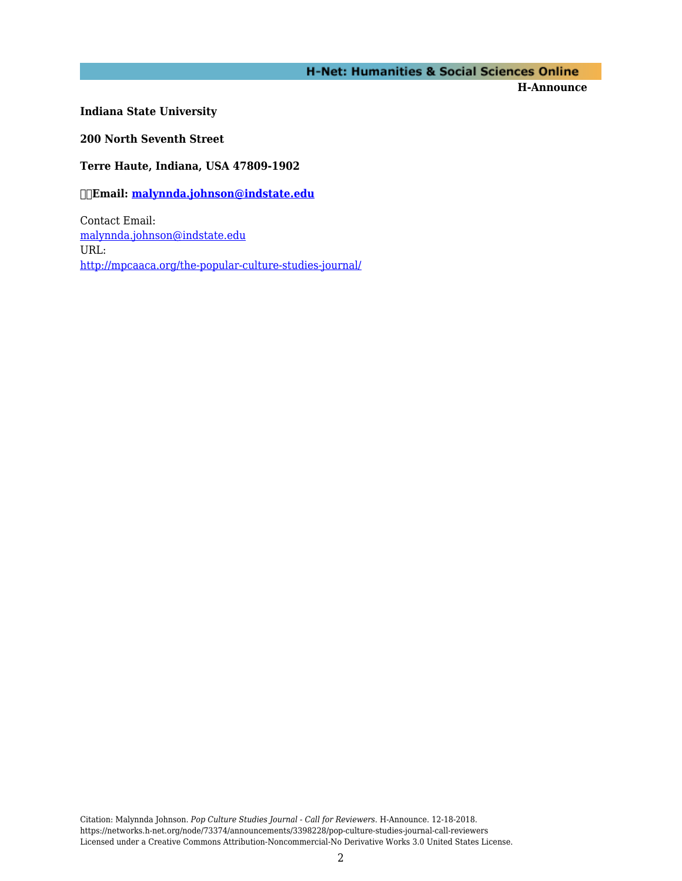**Indiana State University**

**200 North Seventh Street**

**Terre Haute, Indiana, USA 47809-1902**

**Email: malynnda.johnson@indstate.edu**

Contact Email:
malynnda.johnson@indstate.edu
URL:
http://mpcaaca.org/the-popular-culture-studies-journal/

Citation: Malynnda Johnson. *Pop Culture Studies Journal - Call for Reviewers*. H-Announce. 12-18-2018.
https://networks.h-net.org/node/73374/announcements/3398228/pop-culture-studies-journal-call-reviewers
Licensed under a Creative Commons Attribution-Noncommercial-No Derivative Works 3.0 United States License.